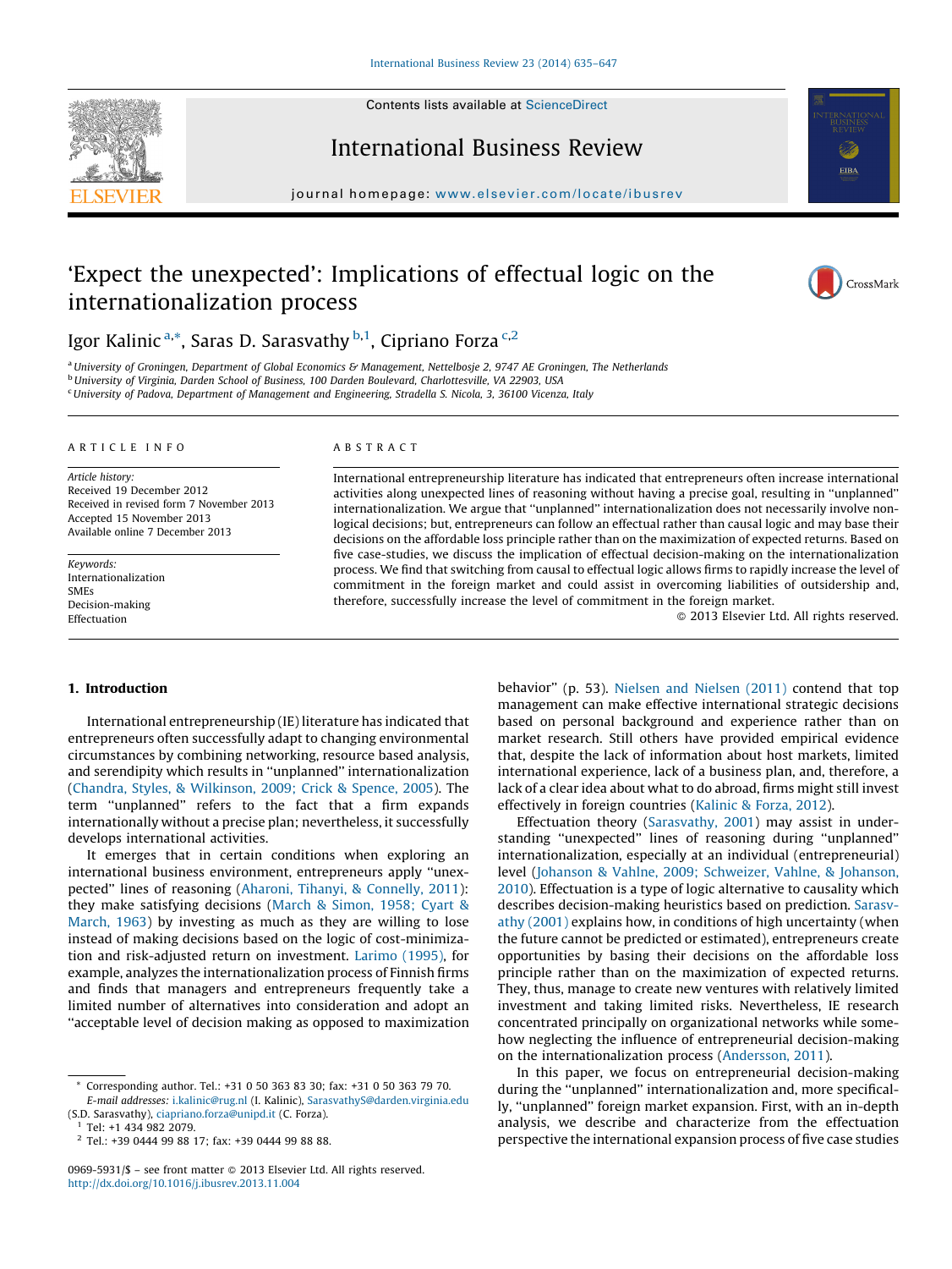Contents lists available at ScienceDirect

# International Business Review

journal homepage: www.elsevier.com/locate/ibusrev

# 'Expect the unexpected': Implications of effectual logic on the internationalization process

Igor Kalinic [a,*], Saras D. Sarasvathy [b,1], Cipriano Forza [c,2]

[a] University of Groningen, Department of Global Economics & Management, Nettelbosje 2, 9747 AE Groningen, The Netherlands
[b] University of Virginia, Darden School of Business, 100 Darden Boulevard, Charlottesville, VA 22903, USA
[c] University of Padova, Department of Management and Engineering, Stradella S. Nicola, 3, 36100 Vicenza, Italy

## ARTICLE INFO

*Article history:*
Received 19 December 2012
Received in revised form 7 November 2013
Accepted 15 November 2013
Available online 7 December 2013

*Keywords:*
Internationalization
SMEs
Decision-making
Effectuation

## ABSTRACT

International entrepreneurship literature has indicated that entrepreneurs often increase international activities along unexpected lines of reasoning without having a precise goal, resulting in ''unplanned'' internationalization. We argue that ''unplanned'' internationalization does not necessarily involve non-logical decisions; but, entrepreneurs can follow an effectual rather than causal logic and may base their decisions on the affordable loss principle rather than on the maximization of expected returns. Based on five case-studies, we discuss the implication of effectual decision-making on the internationalization process. We find that switching from causal to effectual logic allows firms to rapidly increase the level of commitment in the foreign market and could assist in overcoming liabilities of outsidership and, therefore, successfully increase the level of commitment in the foreign market.

© 2013 Elsevier Ltd. All rights reserved.

## 1. Introduction

International entrepreneurship (IE) literature has indicated that entrepreneurs often successfully adapt to changing environmental circumstances by combining networking, resource based analysis, and serendipity which results in ''unplanned'' internationalization (Chandra, Styles, & Wilkinson, 2009; Crick & Spence, 2005). The term ''unplanned'' refers to the fact that a firm expands internationally without a precise plan; nevertheless, it successfully develops international activities.

It emerges that in certain conditions when exploring an international business environment, entrepreneurs apply ''unexpected'' lines of reasoning (Aharoni, Tihanyi, & Connelly, 2011): they make satisficing decisions (March & Simon, 1958; Cyart & March, 1963) by investing as much as they are willing to lose instead of making decisions based on the logic of cost-minimization and risk-adjusted return on investment. Larimo (1995), for example, analyzes the internationalization process of Finnish firms and finds that managers and entrepreneurs frequently take a limited number of alternatives into consideration and adopt an ''acceptable level of decision making as opposed to maximization behavior'' (p. 53). Nielsen and Nielsen (2011) contend that top management can make effective international strategic decisions based on personal background and experience rather than on market research. Still others have provided empirical evidence that, despite the lack of information about host markets, limited international experience, lack of a business plan, and, therefore, a lack of a clear idea about what to do abroad, firms might still invest effectively in foreign countries (Kalinic & Forza, 2012).

Effectuation theory (Sarasvathy, 2001) may assist in understanding ''unexpected'' lines of reasoning during ''unplanned'' internationalization, especially at an individual (entrepreneurial) level (Johanson & Vahlne, 2009; Schweizer, Vahlne, & Johanson, 2010). Effectuation is a type of logic alternative to causality which describes decision-making heuristics based on prediction. Sarasvathy (2001) explains how, in conditions of high uncertainty (when the future cannot be predicted or estimated), entrepreneurs create opportunities by basing their decisions on the affordable loss principle rather than on the maximization of expected returns. They, thus, manage to create new ventures with relatively limited investment and taking limited risks. Nevertheless, IE research concentrated principally on organizational networks while somehow neglecting the influence of entrepreneurial decision-making on the internationalization process (Andersson, 2011).

In this paper, we focus on entrepreneurial decision-making during the ''unplanned'' internationalization and, more specifically, ''unplanned'' foreign market expansion. First, with an in-depth analysis, we describe and characterize from the effectuation perspective the international expansion process of five case studies

---

* Corresponding author. Tel.: +31 0 50 363 83 30; fax: +31 0 50 363 79 70.
*E-mail addresses:* i.kalinic@rug.nl (I. Kalinic), SarasvathyS@darden.virginia.edu (S.D. Sarasvathy), ciapriano.forza@unipd.it (C. Forza).
[1] Tel: +1 434 982 2079.
[2] Tel.: +39 0444 99 88 17; fax: +39 0444 99 88 88.

0969-5931/$ – see front matter © 2013 Elsevier Ltd. All rights reserved.
http://dx.doi.org/10.1016/j.ibusrev.2013.11.004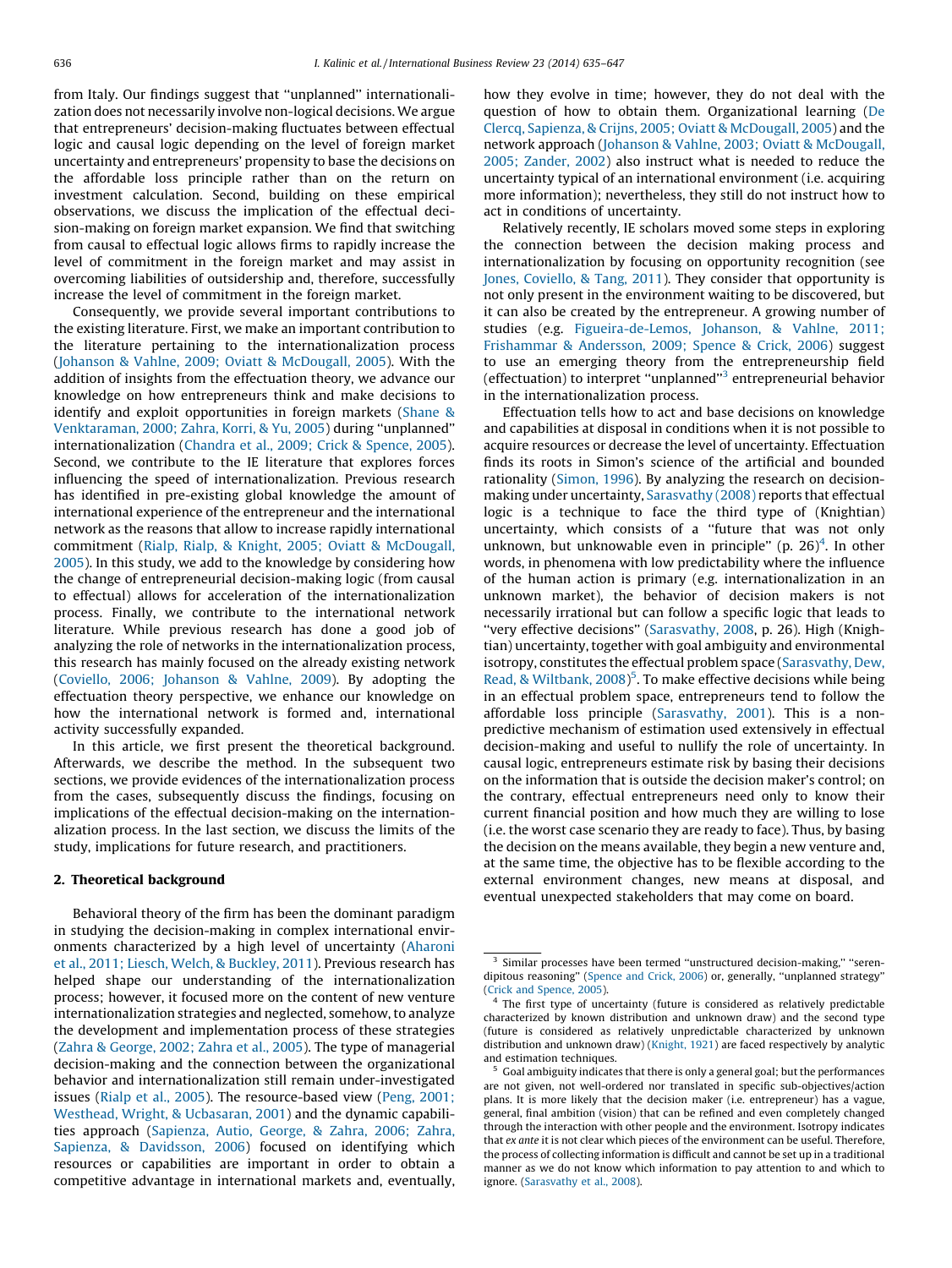from Italy. Our findings suggest that "unplanned" internationalization does not necessarily involve non-logical decisions. We argue that entrepreneurs' decision-making fluctuates between effectual logic and causal logic depending on the level of foreign market uncertainty and entrepreneurs' propensity to base the decisions on the affordable loss principle rather than on the return on investment calculation. Second, building on these empirical observations, we discuss the implication of the effectual decision-making on foreign market expansion. We find that switching from causal to effectual logic allows firms to rapidly increase the level of commitment in the foreign market and may assist in overcoming liabilities of outsidership and, therefore, successfully increase the level of commitment in the foreign market.

Consequently, we provide several important contributions to the existing literature. First, we make an important contribution to the literature pertaining to the internationalization process (Johanson & Vahlne, 2009; Oviatt & McDougall, 2005). With the addition of insights from the effectuation theory, we advance our knowledge on how entrepreneurs think and make decisions to identify and exploit opportunities in foreign markets (Shane & Venktaraman, 2000; Zahra, Korri, & Yu, 2005) during "unplanned" internationalization (Chandra et al., 2009; Crick & Spence, 2005). Second, we contribute to the IE literature that explores forces influencing the speed of internationalization. Previous research has identified in pre-existing global knowledge the amount of international experience of the entrepreneur and the international network as the reasons that allow to increase rapidly international commitment (Rialp, Rialp, & Knight, 2005; Oviatt & McDougall, 2005). In this study, we add to the knowledge by considering how the change of entrepreneurial decision-making logic (from causal to effectual) allows for acceleration of the internationalization process. Finally, we contribute to the international network literature. While previous research has done a good job of analyzing the role of networks in the internationalization process, this research has mainly focused on the already existing network (Coviello, 2006; Johanson & Vahlne, 2009). By adopting the effectuation theory perspective, we enhance our knowledge on how the international network is formed and, international activity successfully expanded.

In this article, we first present the theoretical background. Afterwards, we describe the method. In the subsequent two sections, we provide evidences of the internationalization process from the cases, subsequently discuss the findings, focusing on implications of the effectual decision-making on the internationalization process. In the last section, we discuss the limits of the study, implications for future research, and practitioners.

## 2. Theoretical background

Behavioral theory of the firm has been the dominant paradigm in studying the decision-making in complex international environments characterized by a high level of uncertainty (Aharoni et al., 2011; Liesch, Welch, & Buckley, 2011). Previous research has helped shape our understanding of the internationalization process; however, it focused more on the content of new venture internationalization strategies and neglected, somehow, to analyze the development and implementation process of these strategies (Zahra & George, 2002; Zahra et al., 2005). The type of managerial decision-making and the connection between the organizational behavior and internationalization still remain under-investigated issues (Rialp et al., 2005). The resource-based view (Peng, 2001; Westhead, Wright, & Ucbasaran, 2001) and the dynamic capabilities approach (Sapienza, Autio, George, & Zahra, 2006; Zahra, Sapienza, & Davidsson, 2006) focused on identifying which resources or capabilities are important in order to obtain a competitive advantage in international markets and, eventually, how they evolve in time; however, they do not deal with the question of how to obtain them. Organizational learning (De Clercq, Sapienza, & Crijns, 2005; Oviatt & McDougall, 2005) and the network approach (Johanson & Vahlne, 2003; Oviatt & McDougall, 2005; Zander, 2002) also instruct what is needed to reduce the uncertainty typical of an international environment (i.e. acquiring more information); nevertheless, they still do not instruct how to act in conditions of uncertainty.

Relatively recently, IE scholars moved some steps in exploring the connection between the decision making process and internationalization by focusing on opportunity recognition (see Jones, Coviello, & Tang, 2011). They consider that opportunity is not only present in the environment waiting to be discovered, but it can also be created by the entrepreneur. A growing number of studies (e.g. Figueira-de-Lemos, Johanson, & Vahlne, 2011; Frishammar & Andersson, 2009; Spence & Crick, 2006) suggest to use an emerging theory from the entrepreneurship field (effectuation) to interpret "unplanned"[3] entrepreneurial behavior in the internationalization process.

Effectuation tells how to act and base decisions on knowledge and capabilities at disposal in conditions when it is not possible to acquire resources or decrease the level of uncertainty. Effectuation finds its roots in Simon's science of the artificial and bounded rationality (Simon, 1996). By analyzing the research on decision-making under uncertainty, Sarasvathy (2008) reports that effectual logic is a technique to face the third type of (Knightian) uncertainty, which consists of a "future that was not only unknown, but unknowable even in principle" (p. 26)[4]. In other words, in phenomena with low predictability where the influence of the human action is primary (e.g. internationalization in an unknown market), the behavior of decision makers is not necessarily irrational but can follow a specific logic that leads to "very effective decisions" (Sarasvathy, 2008, p. 26). High (Knightian) uncertainty, together with goal ambiguity and environmental isotropy, constitutes the effectual problem space (Sarasvathy, Dew, Read, & Wiltbank, 2008)[5]. To make effective decisions while being in an effectual problem space, entrepreneurs tend to follow the affordable loss principle (Sarasvathy, 2001). This is a non-predictive mechanism of estimation used extensively in effectual decision-making and useful to nullify the role of uncertainty. In causal logic, entrepreneurs estimate risk by basing their decisions on the information that is outside the decision maker's control; on the contrary, effectual entrepreneurs need only to know their current financial position and how much they are willing to lose (i.e. the worst case scenario they are ready to face). Thus, by basing the decision on the means available, they begin a new venture and, at the same time, the objective has to be flexible according to the external environment changes, new means at disposal, and eventual unexpected stakeholders that may come on board.

---

[3] Similar processes have been termed "unstructured decision-making," "serendipitous reasoning" (Spence and Crick, 2006) or, generally, "unplanned strategy" (Crick and Spence, 2005).

[4] The first type of uncertainty (future is considered as relatively predictable characterized by known distribution and unknown draw) and the second type (future is considered as relatively unpredictable characterized by unknown distribution and unknown draw) (Knight, 1921) are faced respectively by analytic and estimation techniques.

[5] Goal ambiguity indicates that there is only a general goal; but the performances are not given, not well-ordered nor translated in specific sub-objectives/action plans. It is more likely that the decision maker (i.e. entrepreneur) has a vague, general, final ambition (vision) that can be refined and even completely changed through the interaction with other people and the environment. Isotropy indicates that *ex ante* it is not clear which pieces of the environment can be useful. Therefore, the process of collecting information is difficult and cannot be set up in a traditional manner as we do not know which information to pay attention to and which to ignore. (Sarasvathy et al., 2008).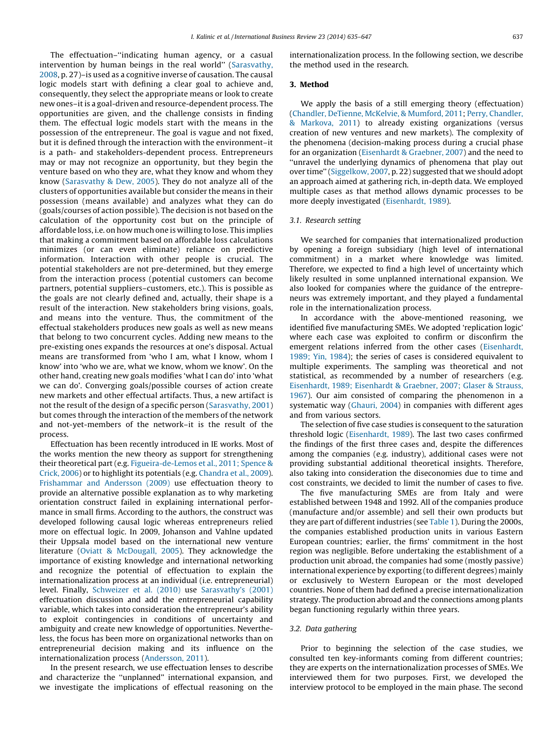The effectuation–''indicating human agency, or a casual intervention by human beings in the real world'' (Sarasvathy, 2008, p. 27)–is used as a cognitive inverse of causation. The causal logic models start with defining a clear goal to achieve and, consequently, they select the appropriate means or look to create new ones–it is a goal-driven and resource-dependent process. The opportunities are given, and the challenge consists in finding them. The effectual logic models start with the means in the possession of the entrepreneur. The goal is vague and not fixed, but it is defined through the interaction with the environment–it is a path- and stakeholders-dependent process. Entrepreneurs may or may not recognize an opportunity, but they begin the venture based on who they are, what they know and whom they know (Sarasvathy & Dew, 2005). They do not analyze all of the clusters of opportunities available but consider the means in their possession (means available) and analyzes what they can do (goals/courses of action possible). The decision is not based on the calculation of the opportunity cost but on the principle of affordable loss, i.e. on how much one is willing to lose. This implies that making a commitment based on affordable loss calculations minimizes (or can even eliminate) reliance on predictive information. Interaction with other people is crucial. The potential stakeholders are not pre-determined, but they emerge from the interaction process (potential customers can become partners, potential suppliers–customers, etc.). This is possible as the goals are not clearly defined and, actually, their shape is a result of the interaction. New stakeholders bring visions, goals, and means into the venture. Thus, the commitment of the effectual stakeholders produces new goals as well as new means that belong to two concurrent cycles. Adding new means to the pre-existing ones expands the resources at one's disposal. Actual means are transformed from 'who I am, what I know, whom I know' into 'who we are, what we know, whom we know'. On the other hand, creating new goals modifies 'what I can do' into 'what we can do'. Converging goals/possible courses of action create new markets and other effectual artifacts. Thus, a new artifact is not the result of the design of a specific person (Sarasvathy, 2001) but comes through the interaction of the members of the network and not-yet-members of the network–it is the result of the process.

Effectuation has been recently introduced in IE works. Most of the works mention the new theory as support for strengthening their theoretical part (e.g. Figueira-de-Lemos et al., 2011; Spence & Crick, 2006) or to highlight its potentials (e.g. Chandra et al., 2009). Frishammar and Andersson (2009) use effectuation theory to provide an alternative possible explanation as to why marketing orientation construct failed in explaining international performance in small firms. According to the authors, the construct was developed following causal logic whereas entrepreneurs relied more on effectual logic. In 2009, Johanson and Vahlne updated their Uppsala model based on the international new venture literature (Oviatt & McDougall, 2005). They acknowledge the importance of existing knowledge and international networking and recognize the potential of effectuation to explain the internationalization process at an individual (i.e. entrepreneurial) level. Finally, Schweizer et al. (2010) use Sarasvathy's (2001) effectuation discussion and add the entrepreneurial capability variable, which takes into consideration the entrepreneur's ability to exploit contingencies in conditions of uncertainty and ambiguity and create new knowledge of opportunities. Nevertheless, the focus has been more on organizational networks than on entrepreneurial decision making and its influence on the internationalization process (Andersson, 2011).

In the present research, we use effectuation lenses to describe and characterize the ''unplanned'' international expansion, and we investigate the implications of effectual reasoning on the internationalization process. In the following section, we describe the method used in the research.

## 3. Method

We apply the basis of a still emerging theory (effectuation) (Chandler, DeTienne, McKelvie, & Mumford, 2011; Perry, Chandler, & Markova, 2011) to already existing organizations (versus creation of new ventures and new markets). The complexity of the phenomena (decision-making process during a crucial phase for an organization (Eisenhardt & Graebner, 2007) and the need to ''unravel the underlying dynamics of phenomena that play out over time'' (Siggelkow, 2007, p. 22) suggested that we should adopt an approach aimed at gathering rich, in-depth data. We employed multiple cases as that method allows dynamic processes to be more deeply investigated (Eisenhardt, 1989).

### 3.1. Research setting

We searched for companies that internationalized production by opening a foreign subsidiary (high level of international commitment) in a market where knowledge was limited. Therefore, we expected to find a high level of uncertainty which likely resulted in some unplanned international expansion. We also looked for companies where the guidance of the entrepreneurs was extremely important, and they played a fundamental role in the internationalization process.

In accordance with the above-mentioned reasoning, we identified five manufacturing SMEs. We adopted 'replication logic' where each case was exploited to confirm or disconfirm the emergent relations inferred from the other cases (Eisenhardt, 1989; Yin, 1984); the series of cases is considered equivalent to multiple experiments. The sampling was theoretical and not statistical, as recommended by a number of researchers (e.g. Eisenhardt, 1989; Eisenhardt & Graebner, 2007; Glaser & Strauss, 1967). Our aim consisted of comparing the phenomenon in a systematic way (Ghauri, 2004) in companies with different ages and from various sectors.

The selection of five case studies is consequent to the saturation threshold logic (Eisenhardt, 1989). The last two cases confirmed the findings of the first three cases and, despite the differences among the companies (e.g. industry), additional cases were not providing substantial additional theoretical insights. Therefore, also taking into consideration the diseconomies due to time and cost constraints, we decided to limit the number of cases to five.

The five manufacturing SMEs are from Italy and were established between 1948 and 1992. All of the companies produce (manufacture and/or assemble) and sell their own products but they are part of different industries (see Table 1). During the 2000s, the companies established production units in various Eastern European countries; earlier, the firms' commitment in the host region was negligible. Before undertaking the establishment of a production unit abroad, the companies had some (mostly passive) international experience by exporting (to different degrees) mainly or exclusively to Western European or the most developed countries. None of them had defined a precise internationalization strategy. The production abroad and the connections among plants began functioning regularly within three years.

### 3.2. Data gathering

Prior to beginning the selection of the case studies, we consulted ten key-informants coming from different countries; they are experts on the internationalization processes of SMEs. We interviewed them for two purposes. First, we developed the interview protocol to be employed in the main phase. The second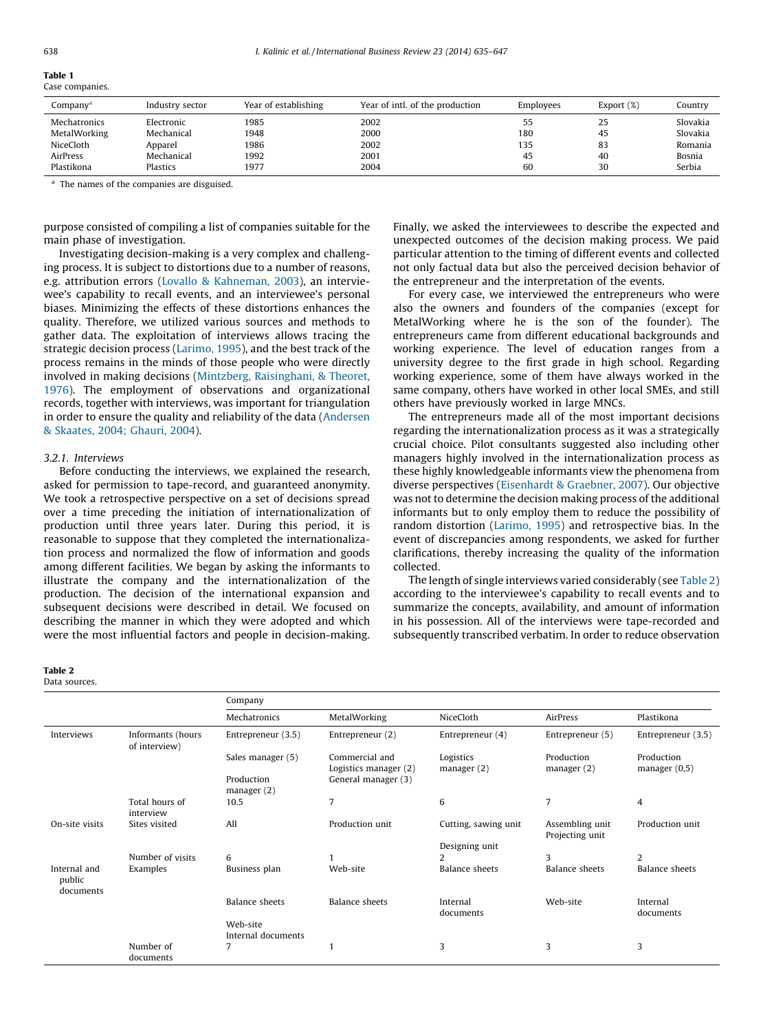**Table 1**
Case companies.

| Company[a] | Industry sector | Year of establishing | Year of intl. of the production | Employees | Export (%) | Country |
|---|---|---|---|---|---|---|
| Mechatronics | Electronic | 1985 | 2002 | 55 | 25 | Slovakia |
| MetalWorking | Mechanical | 1948 | 2000 | 180 | 45 | Slovakia |
| NiceCloth | Apparel | 1986 | 2002 | 135 | 83 | Romania |
| AirPress | Mechanical | 1992 | 2001 | 45 | 40 | Bosnia |
| Plastikona | Plastics | 1977 | 2004 | 60 | 30 | Serbia |

[a] The names of the companies are disguised.

purpose consisted of compiling a list of companies suitable for the main phase of investigation.

Investigating decision-making is a very complex and challenging process. It is subject to distortions due to a number of reasons, e.g. attribution errors (Lovallo & Kahneman, 2003), an interviewee's capability to recall events, and an interviewee's personal biases. Minimizing the effects of these distortions enhances the quality. Therefore, we utilized various sources and methods to gather data. The exploitation of interviews allows tracing the strategic decision process (Larimo, 1995), and the best track of the process remains in the minds of those people who were directly involved in making decisions (Mintzberg, Raisinghani, & Theoret, 1976). The employment of observations and organizational records, together with interviews, was important for triangulation in order to ensure the quality and reliability of the data (Andersen & Skaates, 2004; Ghauri, 2004).

### 3.2.1. Interviews

Before conducting the interviews, we explained the research, asked for permission to tape-record, and guaranteed anonymity. We took a retrospective perspective on a set of decisions spread over a time preceding the initiation of internationalization of production until three years later. During this period, it is reasonable to suppose that they completed the internationalization process and normalized the flow of information and goods among different facilities. We began by asking the informants to illustrate the company and the internationalization of the production. The decision of the international expansion and subsequent decisions were described in detail. We focused on describing the manner in which they were adopted and which were the most influential factors and people in decision-making. Finally, we asked the interviewees to describe the expected and unexpected outcomes of the decision making process. We paid particular attention to the timing of different events and collected not only factual data but also the perceived decision behavior of the entrepreneur and the interpretation of the events.

For every case, we interviewed the entrepreneurs who were also the owners and founders of the companies (except for MetalWorking where he is the son of the founder). The entrepreneurs came from different educational backgrounds and working experience. The level of education ranges from a university degree to the first grade in high school. Regarding working experience, some of them have always worked in the same company, others have worked in other local SMEs, and still others have previously worked in large MNCs.

The entrepreneurs made all of the most important decisions regarding the internationalization process as it was a strategically crucial choice. Pilot consultants suggested also including other managers highly involved in the internationalization process as these highly knowledgeable informants view the phenomena from diverse perspectives (Eisenhardt & Graebner, 2007). Our objective was not to determine the decision making process of the additional informants but to only employ them to reduce the possibility of random distortion (Larimo, 1995) and retrospective bias. In the event of discrepancies among respondents, we asked for further clarifications, thereby increasing the quality of the information collected.

The length of single interviews varied considerably (see Table 2) according to the interviewee's capability to recall events and to summarize the concepts, availability, and amount of information in his possession. All of the interviews were tape-recorded and subsequently transcribed verbatim. In order to reduce observation

**Table 2**
Data sources.

| | | Company | | | | |
|---|---|---|---|---|---|---|
| | | Mechatronics | MetalWorking | NiceCloth | AirPress | Plastikona |
| Interviews | Informants (hours of interview) | Entrepreneur (3.5) | Entrepreneur (2) | Entrepreneur (4) | Entrepreneur (5) | Entrepreneur (3.5) |
| | | Sales manager (5) | Commercial and Logistics manager (2) | Logistics manager (2) | Production manager (2) | Production manager (0,5) |
| | | Production manager (2) | General manager (3) | | | |
| | Total hours of interview | 10.5 | 7 | 6 | 7 | 4 |
| On-site visits | Sites visited | All | Production unit | Cutting, sawing unit | Assembling unit Projecting unit | Production unit |
| | | | | Designing unit | | |
| | Number of visits | 6 | 1 | 2 | 3 | 2 |
| Internal and public documents | Examples | Business plan | Web-site | Balance sheets | Balance sheets | Balance sheets |
| | | Balance sheets | Balance sheets | Internal documents | Web-site | Internal documents |
| | | Web-site Internal documents | | | | |
| | Number of documents | 7 | 1 | 3 | 3 | 3 |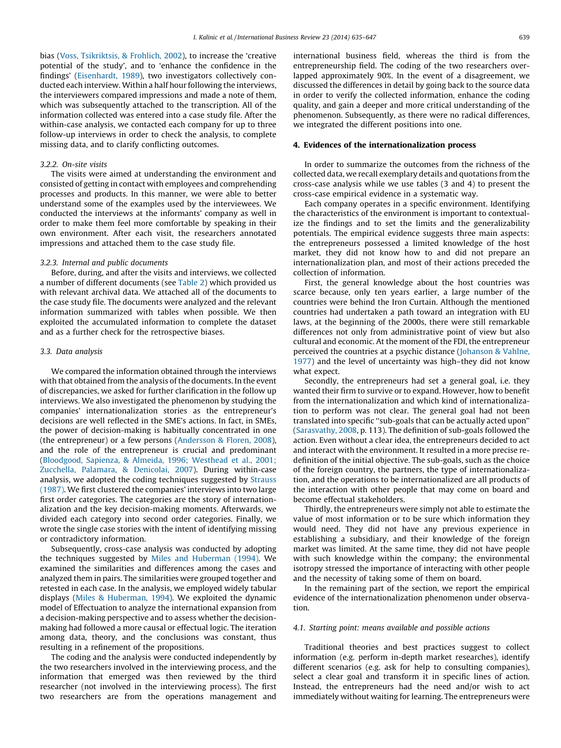bias (Voss, Tsikriktsis, & Frohlich, 2002), to increase the 'creative potential of the study', and to 'enhance the confidence in the findings' (Eisenhardt, 1989), two investigators collectively conducted each interview. Within a half hour following the interviews, the interviewers compared impressions and made a note of them, which was subsequently attached to the transcription. All of the information collected was entered into a case study file. After the within-case analysis, we contacted each company for up to three follow-up interviews in order to check the analysis, to complete missing data, and to clarify conflicting outcomes.

#### 3.2.2. On-site visits

The visits were aimed at understanding the environment and consisted of getting in contact with employees and comprehending processes and products. In this manner, we were able to better understand some of the examples used by the interviewees. We conducted the interviews at the informants' company as well in order to make them feel more comfortable by speaking in their own environment. After each visit, the researchers annotated impressions and attached them to the case study file.

#### 3.2.3. Internal and public documents

Before, during, and after the visits and interviews, we collected a number of different documents (see Table 2) which provided us with relevant archival data. We attached all of the documents to the case study file. The documents were analyzed and the relevant information summarized with tables when possible. We then exploited the accumulated information to complete the dataset and as a further check for the retrospective biases.

### 3.3. Data analysis

We compared the information obtained through the interviews with that obtained from the analysis of the documents. In the event of discrepancies, we asked for further clarification in the follow up interviews. We also investigated the phenomenon by studying the companies' internationalization stories as the entrepreneur's decisions are well reflected in the SME's actions. In fact, in SMEs, the power of decision-making is habitually concentrated in one (the entrepreneur) or a few persons (Andersson & Floren, 2008), and the role of the entrepreneur is crucial and predominant (Bloodgood, Sapienza, & Almeida, 1996; Westhead et al., 2001; Zucchella, Palamara, & Denicolai, 2007). During within-case analysis, we adopted the coding techniques suggested by Strauss (1987). We first clustered the companies' interviews into two large first order categories. The categories are the story of internationalization and the key decision-making moments. Afterwards, we divided each category into second order categories. Finally, we wrote the single case stories with the intent of identifying missing or contradictory information.

Subsequently, cross-case analysis was conducted by adopting the techniques suggested by Miles and Huberman (1994). We examined the similarities and differences among the cases and analyzed them in pairs. The similarities were grouped together and retested in each case. In the analysis, we employed widely tabular displays (Miles & Huberman, 1994). We exploited the dynamic model of Effectuation to analyze the international expansion from a decision-making perspective and to assess whether the decision-making had followed a more causal or effectual logic. The iteration among data, theory, and the conclusions was constant, thus resulting in a refinement of the propositions.

The coding and the analysis were conducted independently by the two researchers involved in the interviewing process, and the information that emerged was then reviewed by the third researcher (not involved in the interviewing process). The first two researchers are from the operations management and international business field, whereas the third is from the entrepreneurship field. The coding of the two researchers overlapped approximately 90%. In the event of a disagreement, we discussed the differences in detail by going back to the source data in order to verify the collected information, enhance the coding quality, and gain a deeper and more critical understanding of the phenomenon. Subsequently, as there were no radical differences, we integrated the different positions into one.

## 4. Evidences of the internationalization process

In order to summarize the outcomes from the richness of the collected data, we recall exemplary details and quotations from the cross-case analysis while we use tables (3 and 4) to present the cross-case empirical evidence in a systematic way.

Each company operates in a specific environment. Identifying the characteristics of the environment is important to contextualize the findings and to set the limits and the generalizability potentials. The empirical evidence suggests three main aspects: the entrepreneurs possessed a limited knowledge of the host market, they did not know how to and did not prepare an internationalization plan, and most of their actions preceded the collection of information.

First, the general knowledge about the host countries was scarce because, only ten years earlier, a large number of the countries were behind the Iron Curtain. Although the mentioned countries had undertaken a path toward an integration with EU laws, at the beginning of the 2000s, there were still remarkable differences not only from administrative point of view but also cultural and economic. At the moment of the FDI, the entrepreneur perceived the countries at a psychic distance (Johanson & Vahlne, 1977) and the level of uncertainty was high–they did not know what expect.

Secondly, the entrepreneurs had set a general goal, i.e. they wanted their firm to survive or to expand. However, how to benefit from the internationalization and which kind of internationalization to perform was not clear. The general goal had not been translated into specific "sub-goals that can be actually acted upon" (Sarasvathy, 2008, p. 113). The definition of sub-goals followed the action. Even without a clear idea, the entrepreneurs decided to act and interact with the environment. It resulted in a more precise re-definition of the initial objective. The sub-goals, such as the choice of the foreign country, the partners, the type of internationalization, and the operations to be internationalized are all products of the interaction with other people that may come on board and become effectual stakeholders.

Thirdly, the entrepreneurs were simply not able to estimate the value of most information or to be sure which information they would need. They did not have any previous experience in establishing a subsidiary, and their knowledge of the foreign market was limited. At the same time, they did not have people with such knowledge within the company; the environmental isotropy stressed the importance of interacting with other people and the necessity of taking some of them on board.

In the remaining part of the section, we report the empirical evidence of the internationalization phenomenon under observation.

### 4.1. Starting point: means available and possible actions

Traditional theories and best practices suggest to collect information (e.g. perform in-depth market researches), identify different scenarios (e.g. ask for help to consulting companies), select a clear goal and transform it in specific lines of action. Instead, the entrepreneurs had the need and/or wish to act immediately without waiting for learning. The entrepreneurs were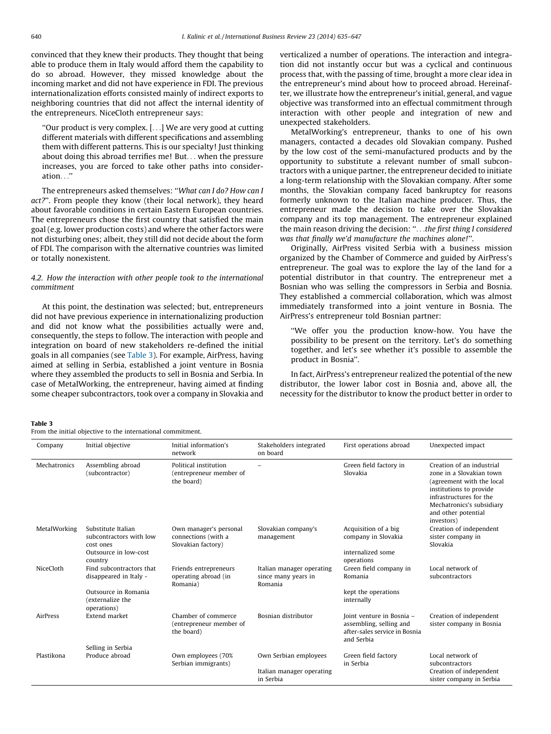convinced that they knew their products. They thought that being able to produce them in Italy would afford them the capability to do so abroad. However, they missed knowledge about the incoming market and did not have experience in FDI. The previous internationalization efforts consisted mainly of indirect exports to neighboring countries that did not affect the internal identity of the entrepreneurs. NiceCloth entrepreneur says:

> ''Our product is very complex. [. . .] We are very good at cutting different materials with different specifications and assembling them with different patterns. This is our specialty! Just thinking about doing this abroad terrifies me! But. . . when the pressure increases, you are forced to take other paths into consideration. . .''

The entrepreneurs asked themselves: ''*What can I do? How can I act?*''. From people they know (their local network), they heard about favorable conditions in certain Eastern European countries. The entrepreneurs chose the first country that satisfied the main goal (e.g. lower production costs) and where the other factors were not disturbing ones; albeit, they still did not decide about the form of FDI. The comparison with the alternative countries was limited or totally nonexistent.

### 4.2. How the interaction with other people took to the international commitment

At this point, the destination was selected; but, entrepreneurs did not have previous experience in internationalizing production and did not know what the possibilities actually were and, consequently, the steps to follow. The interaction with people and integration on board of new stakeholders re-defined the initial goals in all companies (see Table 3). For example, AirPress, having aimed at selling in Serbia, established a joint venture in Bosnia where they assembled the products to sell in Bosnia and Serbia. In case of MetalWorking, the entrepreneur, having aimed at finding some cheaper subcontractors, took over a company in Slovakia and verticalized a number of operations. The interaction and integration did not instantly occur but was a cyclical and continuous process that, with the passing of time, brought a more clear idea in the entrepreneur's mind about how to proceed abroad. Hereinafter, we illustrate how the entrepreneur's initial, general, and vague objective was transformed into an effectual commitment through interaction with other people and integration of new and unexpected stakeholders.

MetalWorking's entrepreneur, thanks to one of his own managers, contacted a decades old Slovakian company. Pushed by the low cost of the semi-manufactured products and by the opportunity to substitute a relevant number of small subcontractors with a unique partner, the entrepreneur decided to initiate a long-term relationship with the Slovakian company. After some months, the Slovakian company faced bankruptcy for reasons formerly unknown to the Italian machine producer. Thus, the entrepreneur made the decision to take over the Slovakian company and its top management. The entrepreneur explained the main reason driving the decision: ''. . .*the first thing I considered was that finally we'd manufacture the machines alone!*''.

Originally, AirPress visited Serbia with a business mission organized by the Chamber of Commerce and guided by AirPress's entrepreneur. The goal was to explore the lay of the land for a potential distributor in that country. The entrepreneur met a Bosnian who was selling the compressors in Serbia and Bosnia. They established a commercial collaboration, which was almost immediately transformed into a joint venture in Bosnia. The AirPress's entrepreneur told Bosnian partner:

> ''We offer you the production know-how. You have the possibility to be present on the territory. Let's do something together, and let's see whether it's possible to assemble the product in Bosnia''.

In fact, AirPress's entrepreneur realized the potential of the new distributor, the lower labor cost in Bosnia and, above all, the necessity for the distributor to know the product better in order to

**Table 3**
From the initial objective to the international commitment.

| Company | Initial objective | Initial information's network | Stakeholders integrated on board | First operations abroad | Unexpected impact |
|---|---|---|---|---|---|
| Mechatronics | Assembling abroad (subcontractor) | Political institution (entrepreneur member of the board) | – | Green field factory in Slovakia | Creation of an industrial zone in a Slovakian town (agreement with the local institutions to provide infrastructures for the Mechatronics's subsidiary and other potential investors) |
| MetalWorking | Substitute Italian subcontractors with low cost ones<br>Outsource in low-cost country | Own manager's personal connections (with a Slovakian factory) | Slovakian company's management | Acquisition of a big company in Slovakia<br>internalized some operations | Creation of independent sister company in Slovakia |
| NiceCloth | Find subcontractors that disappeared in Italy -<br>Outsource in Romania (externalize the operations) | Friends entrepreneurs operating abroad (in Romania) | Italian manager operating since many years in Romania | Green field company in Romania<br>kept the operations internally | Local network of subcontractors |
| AirPress | Extend market<br>Selling in Serbia | Chamber of commerce (entrepreneur member of the board) | Bosnian distributor | Joint venture in Bosnia – assembling, selling and after-sales service in Bosnia and Serbia | Creation of independent sister company in Bosnia |
| Plastikona | Produce abroad | Own employees (70% Serbian immigrants) | Own Serbian employees<br>Italian manager operating in Serbia | Green field factory in Serbia | Local network of subcontractors<br>Creation of independent sister company in Serbia |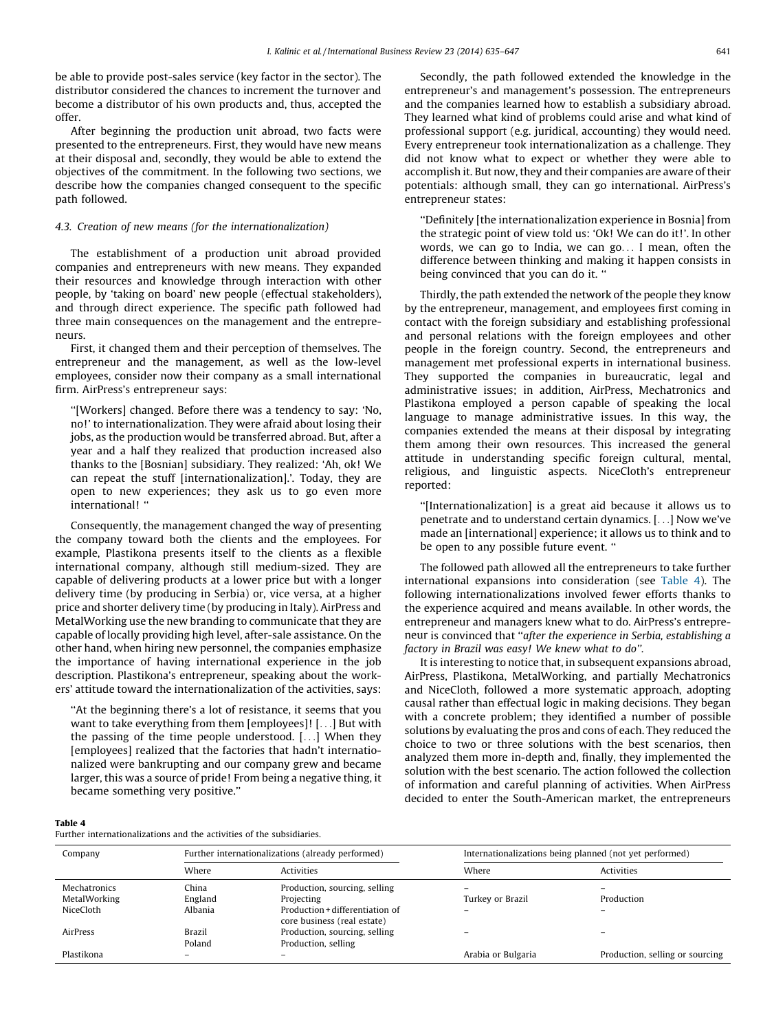be able to provide post-sales service (key factor in the sector). The distributor considered the chances to increment the turnover and become a distributor of his own products and, thus, accepted the offer.

After beginning the production unit abroad, two facts were presented to the entrepreneurs. First, they would have new means at their disposal and, secondly, they would be able to extend the objectives of the commitment. In the following two sections, we describe how the companies changed consequent to the specific path followed.

### 4.3. Creation of new means (for the internationalization)

The establishment of a production unit abroad provided companies and entrepreneurs with new means. They expanded their resources and knowledge through interaction with other people, by 'taking on board' new people (effectual stakeholders), and through direct experience. The specific path followed had three main consequences on the management and the entrepreneurs.

First, it changed them and their perception of themselves. The entrepreneur and the management, as well as the low-level employees, consider now their company as a small international firm. AirPress's entrepreneur says:

> "[Workers] changed. Before there was a tendency to say: 'No, no!' to internationalization. They were afraid about losing their jobs, as the production would be transferred abroad. But, after a year and a half they realized that production increased also thanks to the [Bosnian] subsidiary. They realized: 'Ah, ok! We can repeat the stuff [internationalization].'. Today, they are open to new experiences; they ask us to go even more international! "

Consequently, the management changed the way of presenting the company toward both the clients and the employees. For example, Plastikona presents itself to the clients as a flexible international company, although still medium-sized. They are capable of delivering products at a lower price but with a longer delivery time (by producing in Serbia) or, vice versa, at a higher price and shorter delivery time (by producing in Italy). AirPress and MetalWorking use the new branding to communicate that they are capable of locally providing high level, after-sale assistance. On the other hand, when hiring new personnel, the companies emphasize the importance of having international experience in the job description. Plastikona's entrepreneur, speaking about the workers' attitude toward the internationalization of the activities, says:

> "At the beginning there's a lot of resistance, it seems that you want to take everything from them [employees]! [...] But with the passing of the time people understood. [...] When they [employees] realized that the factories that hadn't internationalized were bankrupting and our company grew and became larger, this was a source of pride! From being a negative thing, it became something very positive."

Secondly, the path followed extended the knowledge in the entrepreneur's and management's possession. The entrepreneurs and the companies learned how to establish a subsidiary abroad. They learned what kind of problems could arise and what kind of professional support (e.g. juridical, accounting) they would need. Every entrepreneur took internationalization as a challenge. They did not know what to expect or whether they were able to accomplish it. But now, they and their companies are aware of their potentials: although small, they can go international. AirPress's entrepreneur states:

> "Definitely [the internationalization experience in Bosnia] from the strategic point of view told us: 'Ok! We can do it!'. In other words, we can go to India, we can go... I mean, often the difference between thinking and making it happen consists in being convinced that you can do it. "

Thirdly, the path extended the network of the people they know by the entrepreneur, management, and employees first coming in contact with the foreign subsidiary and establishing professional and personal relations with the foreign employees and other people in the foreign country. Second, the entrepreneurs and management met professional experts in international business. They supported the companies in bureaucratic, legal and administrative issues; in addition, AirPress, Mechatronics and Plastikona employed a person capable of speaking the local language to manage administrative issues. In this way, the companies extended the means at their disposal by integrating them among their own resources. This increased the general attitude in understanding specific foreign cultural, mental, religious, and linguistic aspects. NiceCloth's entrepreneur reported:

> "[Internationalization] is a great aid because it allows us to penetrate and to understand certain dynamics. [...] Now we've made an [international] experience; it allows us to think and to be open to any possible future event. "

The followed path allowed all the entrepreneurs to take further international expansions into consideration (see Table 4). The following internationalizations involved fewer efforts thanks to the experience acquired and means available. In other words, the entrepreneur and managers knew what to do. AirPress's entrepreneur is convinced that "*after the experience in Serbia, establishing a factory in Brazil was easy! We knew what to do*".

It is interesting to notice that, in subsequent expansions abroad, AirPress, Plastikona, MetalWorking, and partially Mechatronics and NiceCloth, followed a more systematic approach, adopting causal rather than effectual logic in making decisions. They began with a concrete problem; they identified a number of possible solutions by evaluating the pros and cons of each. They reduced the choice to two or three solutions with the best scenarios, then analyzed them more in-depth and, finally, they implemented the solution with the best scenario. The action followed the collection of information and careful planning of activities. When AirPress decided to enter the South-American market, the entrepreneurs

**Table 4**
Further internationalizations and the activities of the subsidiaries.

| Company | Further internationalizations (already performed) | | Internationalizations being planned (not yet performed) | |
|---|---|---|---|---|
| | Where | Activities | Where | Activities |
| Mechatronics | China | Production, sourcing, selling | – | – |
| MetalWorking | England | Projecting | Turkey or Brazil | Production |
| NiceCloth | Albania | Production + differentiation of core business (real estate) | – | – |
| AirPress | Brazil | Production, sourcing, selling | – | – |
| | Poland | Production, selling | | |
| Plastikona | – | – | Arabia or Bulgaria | Production, selling or sourcing |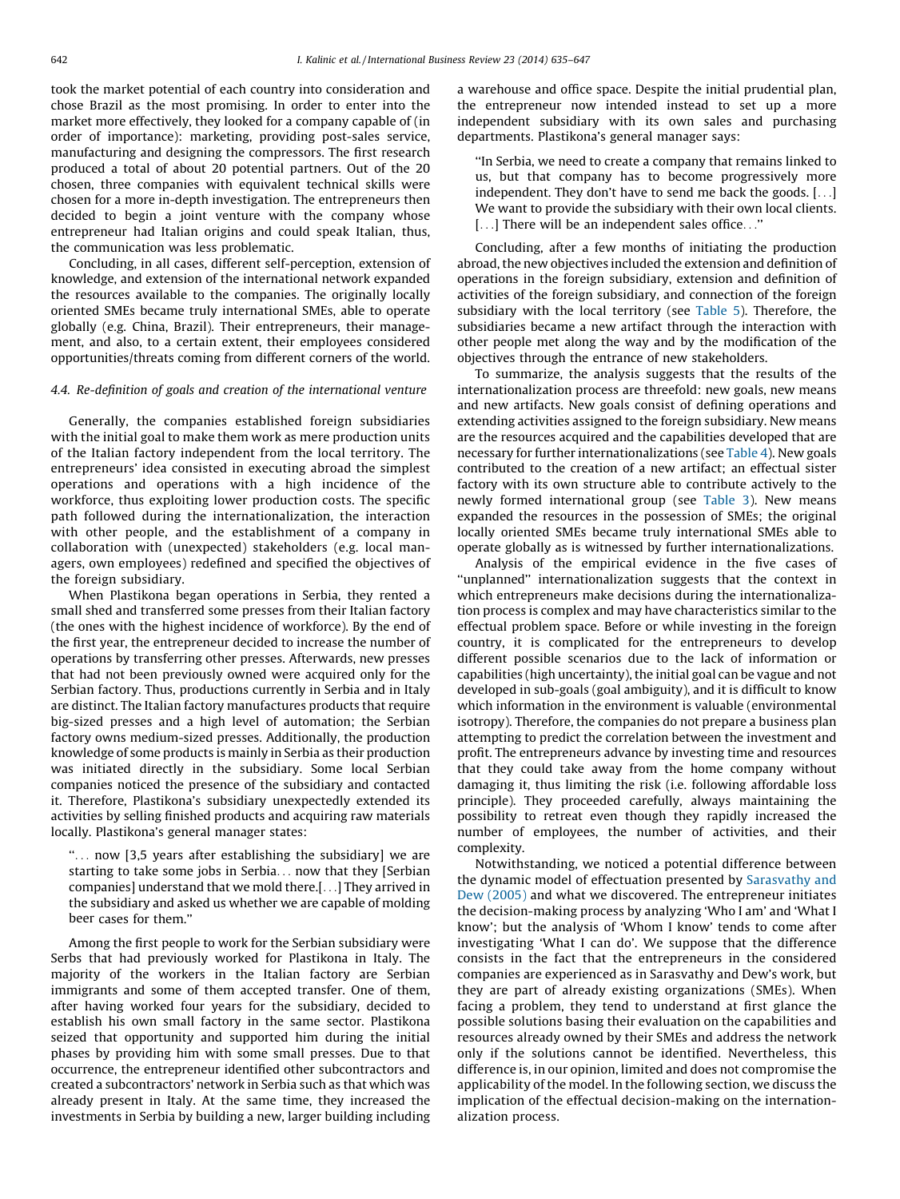took the market potential of each country into consideration and chose Brazil as the most promising. In order to enter into the market more effectively, they looked for a company capable of (in order of importance): marketing, providing post-sales service, manufacturing and designing the compressors. The first research produced a total of about 20 potential partners. Out of the 20 chosen, three companies with equivalent technical skills were chosen for a more in-depth investigation. The entrepreneurs then decided to begin a joint venture with the company whose entrepreneur had Italian origins and could speak Italian, thus, the communication was less problematic.

Concluding, in all cases, different self-perception, extension of knowledge, and extension of the international network expanded the resources available to the companies. The originally locally oriented SMEs became truly international SMEs, able to operate globally (e.g. China, Brazil). Their entrepreneurs, their management, and also, to a certain extent, their employees considered opportunities/threats coming from different corners of the world.

### 4.4. Re-definition of goals and creation of the international venture

Generally, the companies established foreign subsidiaries with the initial goal to make them work as mere production units of the Italian factory independent from the local territory. The entrepreneurs' idea consisted in executing abroad the simplest operations and operations with a high incidence of the workforce, thus exploiting lower production costs. The specific path followed during the internationalization, the interaction with other people, and the establishment of a company in collaboration with (unexpected) stakeholders (e.g. local managers, own employees) redefined and specified the objectives of the foreign subsidiary.

When Plastikona began operations in Serbia, they rented a small shed and transferred some presses from their Italian factory (the ones with the highest incidence of workforce). By the end of the first year, the entrepreneur decided to increase the number of operations by transferring other presses. Afterwards, new presses that had not been previously owned were acquired only for the Serbian factory. Thus, productions currently in Serbia and in Italy are distinct. The Italian factory manufactures products that require big-sized presses and a high level of automation; the Serbian factory owns medium-sized presses. Additionally, the production knowledge of some products is mainly in Serbia as their production was initiated directly in the subsidiary. Some local Serbian companies noticed the presence of the subsidiary and contacted it. Therefore, Plastikona's subsidiary unexpectedly extended its activities by selling finished products and acquiring raw materials locally. Plastikona's general manager states:

> "... now [3,5 years after establishing the subsidiary] we are starting to take some jobs in Serbia... now that they [Serbian companies] understand that we mold there.[...] They arrived in the subsidiary and asked us whether we are capable of molding beer cases for them."

Among the first people to work for the Serbian subsidiary were Serbs that had previously worked for Plastikona in Italy. The majority of the workers in the Italian factory are Serbian immigrants and some of them accepted transfer. One of them, after having worked four years for the subsidiary, decided to establish his own small factory in the same sector. Plastikona seized that opportunity and supported him during the initial phases by providing him with some small presses. Due to that occurrence, the entrepreneur identified other subcontractors and created a subcontractors' network in Serbia such as that which was already present in Italy. At the same time, they increased the investments in Serbia by building a new, larger building including a warehouse and office space. Despite the initial prudential plan, the entrepreneur now intended instead to set up a more independent subsidiary with its own sales and purchasing departments. Plastikona's general manager says:

> "In Serbia, we need to create a company that remains linked to us, but that company has to become progressively more independent. They don't have to send me back the goods. [...] We want to provide the subsidiary with their own local clients. [...] There will be an independent sales office..."

Concluding, after a few months of initiating the production abroad, the new objectives included the extension and definition of operations in the foreign subsidiary, extension and definition of activities of the foreign subsidiary, and connection of the foreign subsidiary with the local territory (see Table 5). Therefore, the subsidiaries became a new artifact through the interaction with other people met along the way and by the modification of the objectives through the entrance of new stakeholders.

To summarize, the analysis suggests that the results of the internationalization process are threefold: new goals, new means and new artifacts. New goals consist of defining operations and extending activities assigned to the foreign subsidiary. New means are the resources acquired and the capabilities developed that are necessary for further internationalizations (see Table 4). New goals contributed to the creation of a new artifact; an effectual sister factory with its own structure able to contribute actively to the newly formed international group (see Table 3). New means expanded the resources in the possession of SMEs; the original locally oriented SMEs became truly international SMEs able to operate globally as is witnessed by further internationalizations.

Analysis of the empirical evidence in the five cases of "unplanned" internationalization suggests that the context in which entrepreneurs make decisions during the internationalization process is complex and may have characteristics similar to the effectual problem space. Before or while investing in the foreign country, it is complicated for the entrepreneurs to develop different possible scenarios due to the lack of information or capabilities (high uncertainty), the initial goal can be vague and not developed in sub-goals (goal ambiguity), and it is difficult to know which information in the environment is valuable (environmental isotropy). Therefore, the companies do not prepare a business plan attempting to predict the correlation between the investment and profit. The entrepreneurs advance by investing time and resources that they could take away from the home company without damaging it, thus limiting the risk (i.e. following affordable loss principle). They proceeded carefully, always maintaining the possibility to retreat even though they rapidly increased the number of employees, the number of activities, and their complexity.

Notwithstanding, we noticed a potential difference between the dynamic model of effectuation presented by Sarasvathy and Dew (2005) and what we discovered. The entrepreneur initiates the decision-making process by analyzing 'Who I am' and 'What I know'; but the analysis of 'Whom I know' tends to come after investigating 'What I can do'. We suppose that the difference consists in the fact that the entrepreneurs in the considered companies are experienced as in Sarasvathy and Dew's work, but they are part of already existing organizations (SMEs). When facing a problem, they tend to understand at first glance the possible solutions basing their evaluation on the capabilities and resources already owned by their SMEs and address the network only if the solutions cannot be identified. Nevertheless, this difference is, in our opinion, limited and does not compromise the applicability of the model. In the following section, we discuss the implication of the effectual decision-making on the internationalization process.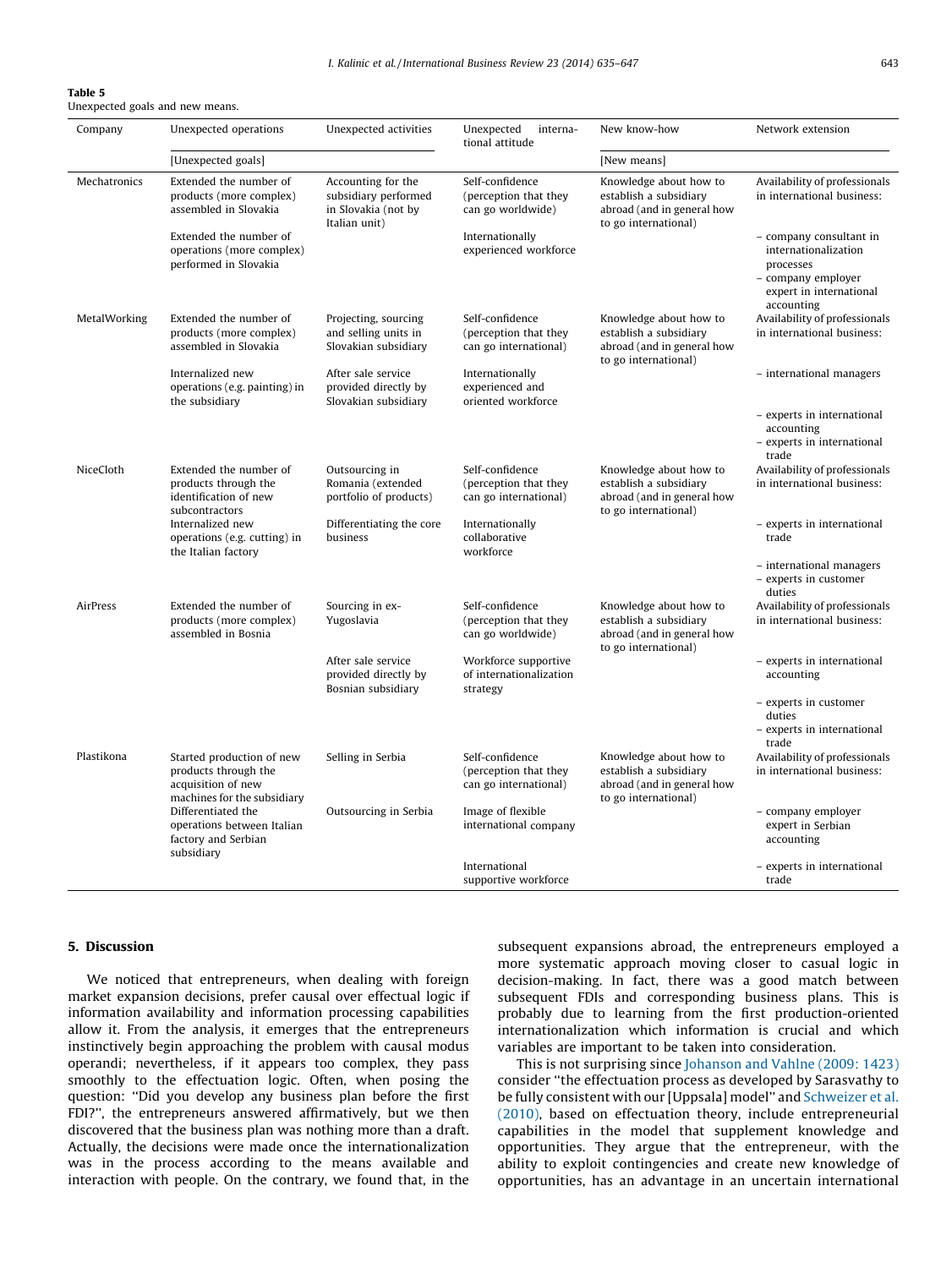**Table 5**
Unexpected goals and new means.

| Company | Unexpected operations | Unexpected activities | Unexpected international attitude | New know-how | Network extension |
|---|---|---|---|---|---|
| | [Unexpected goals] | | | [New means] | |
| Mechatronics | Extended the number of products (more complex) assembled in Slovakia | Accounting for the subsidiary performed in Slovakia (not by Italian unit) | Self-confidence (perception that they can go worldwide) | Knowledge about how to establish a subsidiary abroad (and in general how to go international) | Availability of professionals in international business: |
| | Extended the number of operations (more complex) performed in Slovakia | | Internationally experienced workforce | | – company consultant in internationalization processes<br>– company employer expert in international accounting |
| MetalWorking | Extended the number of products (more complex) assembled in Slovakia | Projecting, sourcing and selling units in Slovakian subsidiary | Self-confidence (perception that they can go international) | Knowledge about how to establish a subsidiary abroad (and in general how to go international) | Availability of professionals in international business: |
| | Internalized new operations (e.g. painting) in the subsidiary | After sale service provided directly by Slovakian subsidiary | Internationally experienced and oriented workforce | | – international managers |
| | | | | | – experts in international accounting<br>– experts in international trade |
| NiceCloth | Extended the number of products through the identification of new subcontractors | Outsourcing in Romania (extended portfolio of products) | Self-confidence (perception that they can go international) | Knowledge about how to establish a subsidiary abroad (and in general how to go international) | Availability of professionals in international business: |
| | Internalized new operations (e.g. cutting) in the Italian factory | Differentiating the core business | Internationally collaborative workforce | | – experts in international trade |
| | | | | | – international managers<br>– experts in customer duties |
| AirPress | Extended the number of products (more complex) assembled in Bosnia | Sourcing in ex-Yugoslavia | Self-confidence (perception that they can go worldwide) | Knowledge about how to establish a subsidiary abroad (and in general how to go international) | Availability of professionals in international business: |
| | | After sale service provided directly by Bosnian subsidiary | Workforce supportive of internationalization strategy | | – experts in international accounting |
| | | | | | – experts in customer duties<br>– experts in international trade |
| Plastikona | Started production of new products through the acquisition of new machines for the subsidiary | Selling in Serbia | Self-confidence (perception that they can go international) | Knowledge about how to establish a subsidiary abroad (and in general how to go international) | Availability of professionals in international business: |
| | Differentiated the operations between Italian factory and Serbian subsidiary | Outsourcing in Serbia | Image of flexible international company | | – company employer expert in Serbian accounting |
| | | | International supportive workforce | | – experts in international trade |

## 5. Discussion

We noticed that entrepreneurs, when dealing with foreign market expansion decisions, prefer causal over effectual logic if information availability and information processing capabilities allow it. From the analysis, it emerges that the entrepreneurs instinctively begin approaching the problem with causal modus operandi; nevertheless, if it appears too complex, they pass smoothly to the effectuation logic. Often, when posing the question: "Did you develop any business plan before the first FDI?", the entrepreneurs answered affirmatively, but we then discovered that the business plan was nothing more than a draft. Actually, the decisions were made once the internationalization was in the process according to the means available and interaction with people. On the contrary, we found that, in the subsequent expansions abroad, the entrepreneurs employed a more systematic approach moving closer to casual logic in decision-making. In fact, there was a good match between subsequent FDIs and corresponding business plans. This is probably due to learning from the first production-oriented internationalization which information is crucial and which variables are important to be taken into consideration.

This is not surprising since Johanson and Vahlne (2009: 1423) consider "the effectuation process as developed by Sarasvathy to be fully consistent with our [Uppsala] model" and Schweizer et al. (2010), based on effectuation theory, include entrepreneurial capabilities in the model that supplement knowledge and opportunities. They argue that the entrepreneur, with the ability to exploit contingencies and create new knowledge of opportunities, has an advantage in an uncertain international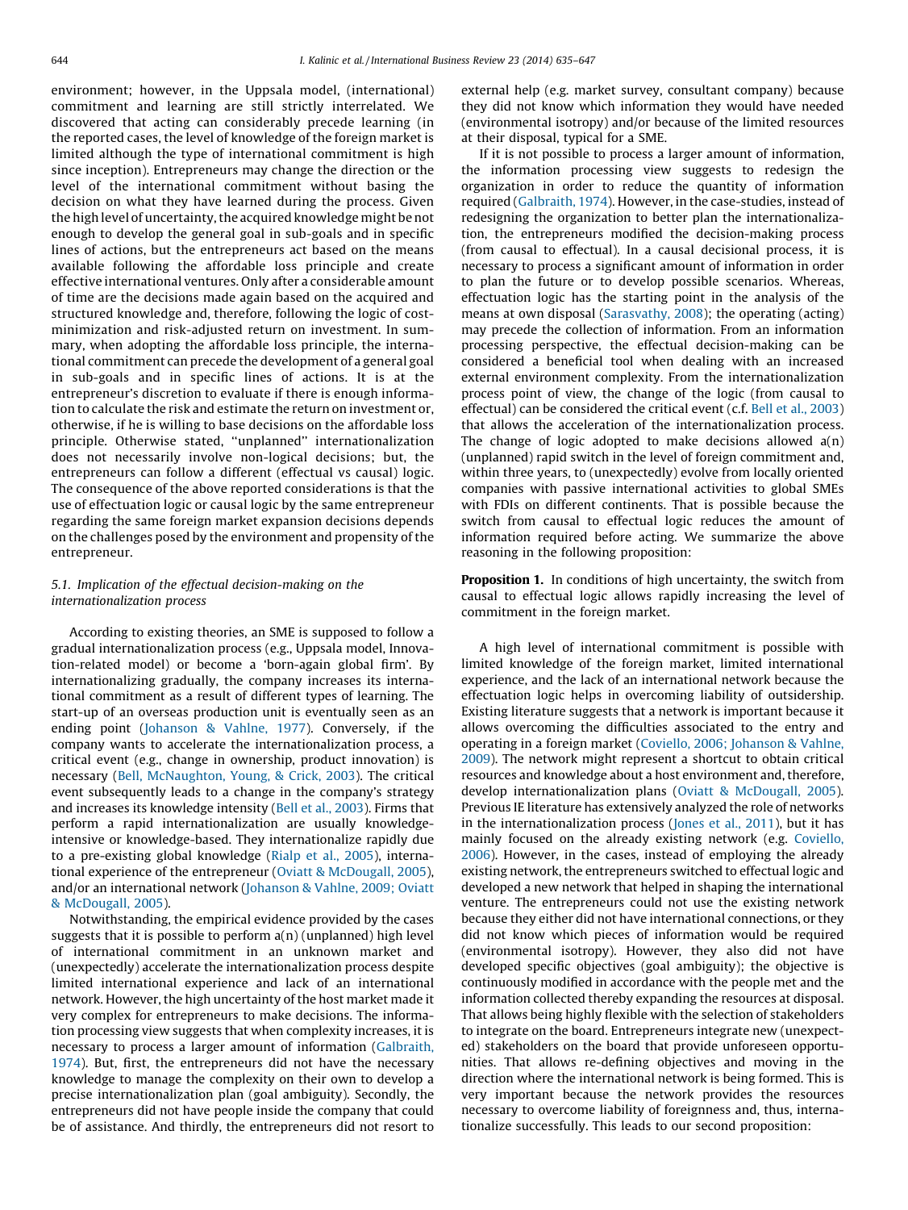environment; however, in the Uppsala model, (international) commitment and learning are still strictly interrelated. We discovered that acting can considerably precede learning (in the reported cases, the level of knowledge of the foreign market is limited although the type of international commitment is high since inception). Entrepreneurs may change the direction or the level of the international commitment without basing the decision on what they have learned during the process. Given the high level of uncertainty, the acquired knowledge might be not enough to develop the general goal in sub-goals and in specific lines of actions, but the entrepreneurs act based on the means available following the affordable loss principle and create effective international ventures. Only after a considerable amount of time are the decisions made again based on the acquired and structured knowledge and, therefore, following the logic of cost-minimization and risk-adjusted return on investment. In summary, when adopting the affordable loss principle, the international commitment can precede the development of a general goal in sub-goals and in specific lines of actions. It is at the entrepreneur's discretion to evaluate if there is enough information to calculate the risk and estimate the return on investment or, otherwise, if he is willing to base decisions on the affordable loss principle. Otherwise stated, "unplanned" internationalization does not necessarily involve non-logical decisions; but, the entrepreneurs can follow a different (effectual vs causal) logic. The consequence of the above reported considerations is that the use of effectuation logic or causal logic by the same entrepreneur regarding the same foreign market expansion decisions depends on the challenges posed by the environment and propensity of the entrepreneur.

### 5.1. Implication of the effectual decision-making on the internationalization process

According to existing theories, an SME is supposed to follow a gradual internationalization process (e.g., Uppsala model, Innovation-related model) or become a 'born-again global firm'. By internationalizing gradually, the company increases its international commitment as a result of different types of learning. The start-up of an overseas production unit is eventually seen as an ending point (Johanson & Vahlne, 1977). Conversely, if the company wants to accelerate the internationalization process, a critical event (e.g., change in ownership, product innovation) is necessary (Bell, McNaughton, Young, & Crick, 2003). The critical event subsequently leads to a change in the company's strategy and increases its knowledge intensity (Bell et al., 2003). Firms that perform a rapid internationalization are usually knowledge-intensive or knowledge-based. They internationalize rapidly due to a pre-existing global knowledge (Rialp et al., 2005), international experience of the entrepreneur (Oviatt & McDougall, 2005), and/or an international network (Johanson & Vahlne, 2009; Oviatt & McDougall, 2005).

Notwithstanding, the empirical evidence provided by the cases suggests that it is possible to perform a(n) (unplanned) high level of international commitment in an unknown market and (unexpectedly) accelerate the internationalization process despite limited international experience and lack of an international network. However, the high uncertainty of the host market made it very complex for entrepreneurs to make decisions. The information processing view suggests that when complexity increases, it is necessary to process a larger amount of information (Galbraith, 1974). But, first, the entrepreneurs did not have the necessary knowledge to manage the complexity on their own to develop a precise internationalization plan (goal ambiguity). Secondly, the entrepreneurs did not have people inside the company that could be of assistance. And thirdly, the entrepreneurs did not resort to external help (e.g. market survey, consultant company) because they did not know which information they would have needed (environmental isotropy) and/or because of the limited resources at their disposal, typical for a SME.

If it is not possible to process a larger amount of information, the information processing view suggests to redesign the organization in order to reduce the quantity of information required (Galbraith, 1974). However, in the case-studies, instead of redesigning the organization to better plan the internationalization, the entrepreneurs modified the decision-making process (from causal to effectual). In a causal decisional process, it is necessary to process a significant amount of information in order to plan the future or to develop possible scenarios. Whereas, effectuation logic has the starting point in the analysis of the means at own disposal (Sarasvathy, 2008); the operating (acting) may precede the collection of information. From an information processing perspective, the effectual decision-making can be considered a beneficial tool when dealing with an increased external environment complexity. From the internationalization process point of view, the change of the logic (from causal to effectual) can be considered the critical event (c.f. Bell et al., 2003) that allows the acceleration of the internationalization process. The change of logic adopted to make decisions allowed a(n) (unplanned) rapid switch in the level of foreign commitment and, within three years, to (unexpectedly) evolve from locally oriented companies with passive international activities to global SMEs with FDIs on different continents. That is possible because the switch from causal to effectual logic reduces the amount of information required before acting. We summarize the above reasoning in the following proposition:

**Proposition 1.** In conditions of high uncertainty, the switch from causal to effectual logic allows rapidly increasing the level of commitment in the foreign market.

A high level of international commitment is possible with limited knowledge of the foreign market, limited international experience, and the lack of an international network because the effectuation logic helps in overcoming liability of outsidership. Existing literature suggests that a network is important because it allows overcoming the difficulties associated to the entry and operating in a foreign market (Coviello, 2006; Johanson & Vahlne, 2009). The network might represent a shortcut to obtain critical resources and knowledge about a host environment and, therefore, develop internationalization plans (Oviatt & McDougall, 2005). Previous IE literature has extensively analyzed the role of networks in the internationalization process (Jones et al., 2011), but it has mainly focused on the already existing network (e.g. Coviello, 2006). However, in the cases, instead of employing the already existing network, the entrepreneurs switched to effectual logic and developed a new network that helped in shaping the international venture. The entrepreneurs could not use the existing network because they either did not have international connections, or they did not know which pieces of information would be required (environmental isotropy). However, they also did not have developed specific objectives (goal ambiguity); the objective is continuously modified in accordance with the people met and the information collected thereby expanding the resources at disposal. That allows being highly flexible with the selection of stakeholders to integrate on the board. Entrepreneurs integrate new (unexpected) stakeholders on the board that provide unforeseen opportunities. That allows re-defining objectives and moving in the direction where the international network is being formed. This is very important because the network provides the resources necessary to overcome liability of foreignness and, thus, internationalize successfully. This leads to our second proposition: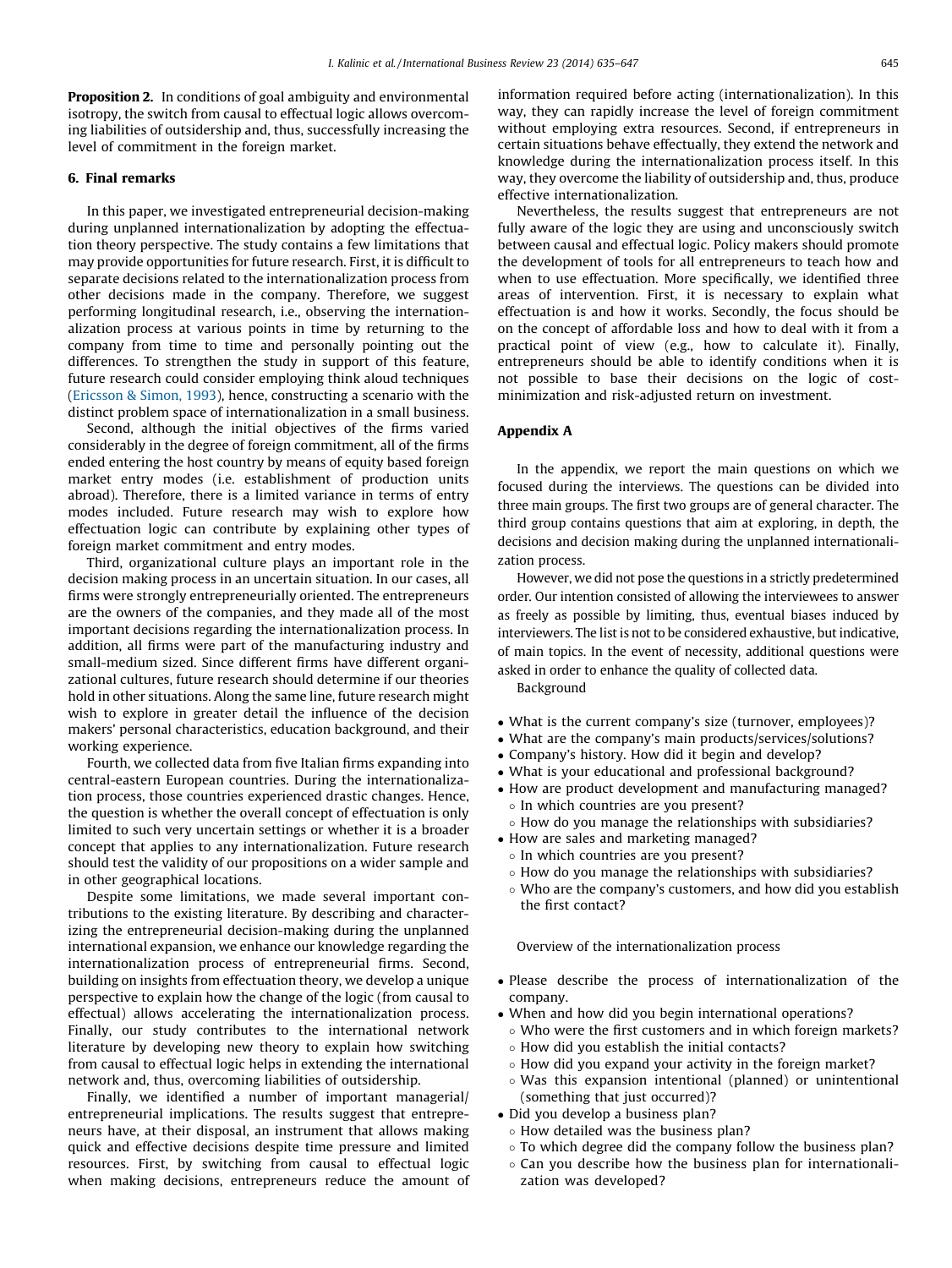**Proposition 2.** In conditions of goal ambiguity and environmental isotropy, the switch from causal to effectual logic allows overcoming liabilities of outsidership and, thus, successfully increasing the level of commitment in the foreign market.

## 6. Final remarks

In this paper, we investigated entrepreneurial decision-making during unplanned internationalization by adopting the effectuation theory perspective. The study contains a few limitations that may provide opportunities for future research. First, it is difficult to separate decisions related to the internationalization process from other decisions made in the company. Therefore, we suggest performing longitudinal research, i.e., observing the internationalization process at various points in time by returning to the company from time to time and personally pointing out the differences. To strengthen the study in support of this feature, future research could consider employing think aloud techniques (Ericsson & Simon, 1993), hence, constructing a scenario with the distinct problem space of internationalization in a small business.

Second, although the initial objectives of the firms varied considerably in the degree of foreign commitment, all of the firms ended entering the host country by means of equity based foreign market entry modes (i.e. establishment of production units abroad). Therefore, there is a limited variance in terms of entry modes included. Future research may wish to explore how effectuation logic can contribute by explaining other types of foreign market commitment and entry modes.

Third, organizational culture plays an important role in the decision making process in an uncertain situation. In our cases, all firms were strongly entrepreneurially oriented. The entrepreneurs are the owners of the companies, and they made all of the most important decisions regarding the internationalization process. In addition, all firms were part of the manufacturing industry and small-medium sized. Since different firms have different organizational cultures, future research should determine if our theories hold in other situations. Along the same line, future research might wish to explore in greater detail the influence of the decision makers' personal characteristics, education background, and their working experience.

Fourth, we collected data from five Italian firms expanding into central-eastern European countries. During the internationalization process, those countries experienced drastic changes. Hence, the question is whether the overall concept of effectuation is only limited to such very uncertain settings or whether it is a broader concept that applies to any internationalization. Future research should test the validity of our propositions on a wider sample and in other geographical locations.

Despite some limitations, we made several important contributions to the existing literature. By describing and characterizing the entrepreneurial decision-making during the unplanned international expansion, we enhance our knowledge regarding the internationalization process of entrepreneurial firms. Second, building on insights from effectuation theory, we develop a unique perspective to explain how the change of the logic (from causal to effectual) allows accelerating the internationalization process. Finally, our study contributes to the international network literature by developing new theory to explain how switching from causal to effectual logic helps in extending the international network and, thus, overcoming liabilities of outsidership.

Finally, we identified a number of important managerial/entrepreneurial implications. The results suggest that entrepreneurs have, at their disposal, an instrument that allows making quick and effective decisions despite time pressure and limited resources. First, by switching from causal to effectual logic when making decisions, entrepreneurs reduce the amount of information required before acting (internationalization). In this way, they can rapidly increase the level of foreign commitment without employing extra resources. Second, if entrepreneurs in certain situations behave effectually, they extend the network and knowledge during the internationalization process itself. In this way, they overcome the liability of outsidership and, thus, produce effective internationalization.

Nevertheless, the results suggest that entrepreneurs are not fully aware of the logic they are using and unconsciously switch between causal and effectual logic. Policy makers should promote the development of tools for all entrepreneurs to teach how and when to use effectuation. More specifically, we identified three areas of intervention. First, it is necessary to explain what effectuation is and how it works. Secondly, the focus should be on the concept of affordable loss and how to deal with it from a practical point of view (e.g., how to calculate it). Finally, entrepreneurs should be able to identify conditions when it is not possible to base their decisions on the logic of cost-minimization and risk-adjusted return on investment.

## Appendix A

In the appendix, we report the main questions on which we focused during the interviews. The questions can be divided into three main groups. The first two groups are of general character. The third group contains questions that aim at exploring, in depth, the decisions and decision making during the unplanned internationalization process.

However, we did not pose the questions in a strictly predetermined order. Our intention consisted of allowing the interviewees to answer as freely as possible by limiting, thus, eventual biases induced by interviewers. The list is not to be considered exhaustive, but indicative, of main topics. In the event of necessity, additional questions were asked in order to enhance the quality of collected data.

Background

- What is the current company's size (turnover, employees)?
- What are the company's main products/services/solutions?
- Company's history. How did it begin and develop?
- What is your educational and professional background?
- How are product development and manufacturing managed?
  - In which countries are you present?
  - How do you manage the relationships with subsidiaries?
- How are sales and marketing managed?
  - In which countries are you present?
  - How do you manage the relationships with subsidiaries?
  - Who are the company's customers, and how did you establish the first contact?

Overview of the internationalization process

- Please describe the process of internationalization of the company.
- When and how did you begin international operations?
  - Who were the first customers and in which foreign markets?
  - How did you establish the initial contacts?
  - How did you expand your activity in the foreign market?
  - Was this expansion intentional (planned) or unintentional (something that just occurred)?
- Did you develop a business plan?
  - How detailed was the business plan?
  - To which degree did the company follow the business plan?
  - Can you describe how the business plan for internationalization was developed?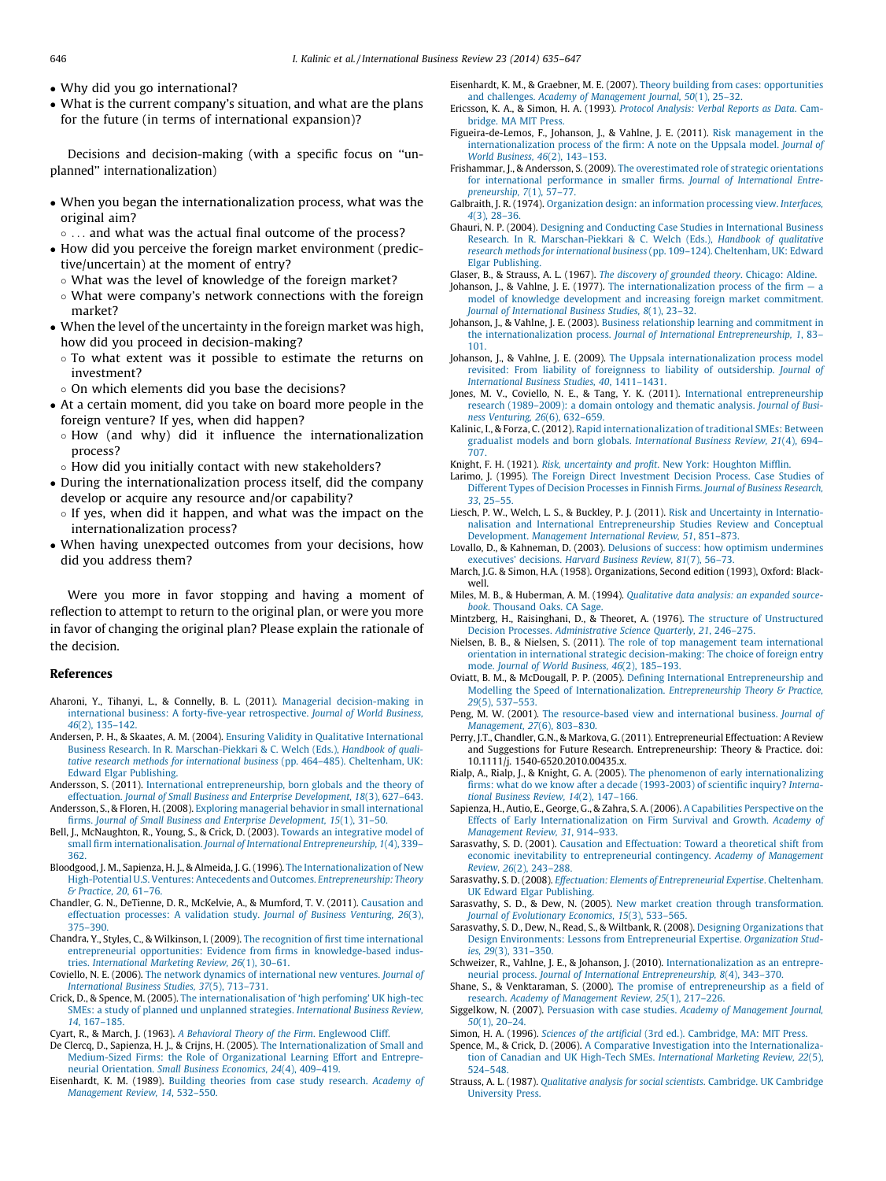- Why did you go international?
- What is the current company's situation, and what are the plans for the future (in terms of international expansion)?

Decisions and decision-making (with a specific focus on ''unplanned'' internationalization)

- When you began the internationalization process, what was the original aim?
  - . . . and what was the actual final outcome of the process?
- How did you perceive the foreign market environment (predictive/uncertain) at the moment of entry?
  - What was the level of knowledge of the foreign market?
  - What were company's network connections with the foreign market?
- When the level of the uncertainty in the foreign market was high, how did you proceed in decision-making?
  - To what extent was it possible to estimate the returns on investment?
  - On which elements did you base the decisions?
- At a certain moment, did you take on board more people in the foreign venture? If yes, when did happen?
  - How (and why) did it influence the internationalization process?
  - How did you initially contact with new stakeholders?
- During the internationalization process itself, did the company develop or acquire any resource and/or capability?
  - If yes, when did it happen, and what was the impact on the internationalization process?
- When having unexpected outcomes from your decisions, how did you address them?

Were you more in favor stopping and having a moment of reflection to attempt to return to the original plan, or were you more in favor of changing the original plan? Please explain the rationale of the decision.

## References

Aharoni, Y., Tihanyi, L., & Connelly, B. L. (2011). Managerial decision-making in international business: A forty-five-year retrospective. *Journal of World Business, 46*(2), 135–142.

Andersen, P. H., & Skaates, A. M. (2004). Ensuring Validity in Qualitative International Business Research. In R. Marschan-Piekkari & C. Welch (Eds.), *Handbook of qualitative research methods for international business* (pp. 464–485). Cheltenham, UK: Edward Elgar Publishing.

Andersson, S. (2011). International entrepreneurship, born globals and the theory of effectuation. *Journal of Small Business and Enterprise Development, 18*(3), 627–643.

Andersson, S., & Floren, H. (2008). Exploring managerial behavior in small international firms. *Journal of Small Business and Enterprise Development, 15*(1), 31–50.

Bell, J., McNaughton, R., Young, S., & Crick, D. (2003). Towards an integrative model of small firm internationalisation. *Journal of International Entrepreneurship, 1*(4), 339–362.

Bloodgood, J. M., Sapienza, H. J., & Almeida, J. G. (1996). The Internationalization of New High-Potential U.S. Ventures: Antecedents and Outcomes. *Entrepreneurship: Theory & Practice, 20*, 61–76.

Chandler, G. N., DeTienne, D. R., McKelvie, A., & Mumford, T. V. (2011). Causation and effectuation processes: A validation study. *Journal of Business Venturing, 26*(3), 375–390.

Chandra, Y., Styles, C., & Wilkinson, I. (2009). The recognition of first time international entrepreneurial opportunities: Evidence from firms in knowledge-based industries. *International Marketing Review, 26*(1), 30–61.

Coviello, N. E. (2006). The network dynamics of international new ventures. *Journal of International Business Studies, 37*(5), 713–731.

Crick, D., & Spence, M. (2005). The internationalisation of 'high perfoming' UK high-tec SMEs: a study of planned and unplanned strategies. *International Business Review, 14*, 167–185.

Cyart, R., & March, J. (1963). *A Behavioral Theory of the Firm*. Englewood Cliff.

De Clercq, D., Sapienza, H. J., & Crijns, H. (2005). The Internationalization of Small and Medium-Sized Firms: the Role of Organizational Learning Effort and Entrepreneurial Orientation. *Small Business Economics, 24*(4), 409–419.

Eisenhardt, K. M. (1989). Building theories from case study research. *Academy of Management Review, 14*, 532–550.

Eisenhardt, K. M., & Graebner, M. E. (2007). Theory building from cases: opportunities and challenges. *Academy of Management Journal, 50*(1), 25–32.

Ericsson, K. A., & Simon, H. A. (1993). *Protocol Analysis: Verbal Reports as Data*. Cambridge. MA MIT Press.

Figueira-de-Lemos, F., Johanson, J., & Vahlne, J. E. (2011). Risk management in the internationalization process of the firm: A note on the Uppsala model. *Journal of World Business, 46*(2), 143–153.

Frishammar, J., & Andersson, S. (2009). The overestimated role of strategic orientations for international performance in smaller firms. *Journal of International Entrepreneurship, 7*(1), 57–77.

Galbraith, J. R. (1974). Organization design: an information processing view. *Interfaces, 4*(3), 28–36.

Ghauri, N. P. (2004). Designing and Conducting Case Studies in International Business Research. In R. Marschan-Piekkari & C. Welch (Eds.), *Handbook of qualitative research methods for international business* (pp. 109–124). Cheltenham, UK: Edward Elgar Publishing.

Glaser, B., & Strauss, A. L. (1967). *The discovery of grounded theory*. Chicago: Aldine.

Johanson, J., & Vahlne, J. E. (1977). The internationalization process of the firm — a model of knowledge development and increasing foreign market commitment. *Journal of International Business Studies, 8*(1), 23–32.

Johanson, J., & Vahlne, J. E. (2003). Business relationship learning and commitment in the internationalization process. *Journal of International Entrepreneurship, 1*, 83–101.

Johanson, J., & Vahlne, J. E. (2009). The Uppsala internationalization process model revisited: From liability of foreignness to liability of outsidership. *Journal of International Business Studies, 40*, 1411–1431.

Jones, M. V., Coviello, N. E., & Tang, Y. K. (2011). International entrepreneurship research (1989–2009): a domain ontology and thematic analysis. *Journal of Business Venturing, 26*(6), 632–659.

Kalinic, I., & Forza, C. (2012). Rapid internationalization of traditional SMEs: Between gradualist models and born globals. *International Business Review, 21*(4), 694–707.

Knight, F. H. (1921). *Risk, uncertainty and profit*. New York: Houghton Mifflin.

Larimo, J. (1995). The Foreign Direct Investment Decision Process. Case Studies of Different Types of Decision Processes in Finnish Firms. *Journal of Business Research, 33*, 25–55.

Liesch, P. W., Welch, L. S., & Buckley, P. J. (2011). Risk and Uncertainty in Internationalisation and International Entrepreneurship Studies Review and Conceptual Development. *Management International Review, 51*, 851–873.

Lovallo, D., & Kahneman, D. (2003). Delusions of success: how optimism undermines executives' decisions. *Harvard Business Review, 81*(7), 56–73.

March, J.G. & Simon, H.A. (1958). Organizations, Second edition (1993), Oxford: Blackwell.

Miles, M. B., & Huberman, A. M. (1994). *Qualitative data analysis: an expanded sourcebook*. Thousand Oaks. CA Sage.

Mintzberg, H., Raisinghani, D., & Theoret, A. (1976). The structure of Unstructured Decision Processes. *Administrative Science Quarterly, 21*, 246–275.

Nielsen, B. B., & Nielsen, S. (2011). The role of top management team international orientation in international strategic decision-making: The choice of foreign entry mode. *Journal of World Business, 46*(2), 185–193.

Oviatt, B. M., & McDougall, P. P. (2005). Defining International Entrepreneurship and Modelling the Speed of Internationalization. *Entrepreneurship Theory & Practice, 29*(5), 537–553.

Peng, M. W. (2001). The resource-based view and international business. *Journal of Management, 27*(6), 803–830.

Perry, J.T., Chandler, G.N., & Markova, G. (2011). Entrepreneurial Effectuation: A Review and Suggestions for Future Research. Entrepreneurship: Theory & Practice. doi: 10.1111/j. 1540-6520.2010.00435.x.

Rialp, A., Rialp, J., & Knight, G. A. (2005). The phenomenon of early internationalizing firms: what do we know after a decade (1993-2003) of scientific inquiry? *International Business Review, 14*(2), 147–166.

Sapienza, H., Autio, E., George, G., & Zahra, S. A. (2006). A Capabilities Perspective on the Effects of Early Internationalization on Firm Survival and Growth. *Academy of Management Review, 31*, 914–933.

Sarasvathy, S. D. (2001). Causation and Effectuation: Toward a theoretical shift from economic inevitability to entrepreneurial contingency. *Academy of Management Review, 26*(2), 243–288.

Sarasvathy, S. D. (2008). *Effectuation: Elements of Entrepreneurial Expertise*. Cheltenham. UK Edward Elgar Publishing.

Sarasvathy, S. D., & Dew, N. (2005). New market creation through transformation. *Journal of Evolutionary Economics, 15*(3), 533–565.

Sarasvathy, S. D., Dew, N., Read, S., & Wiltbank, R. (2008). Designing Organizations that Design Environments: Lessons from Entrepreneurial Expertise. *Organization Studies, 29*(3), 331–350.

Schweizer, R., Vahlne, J. E., & Johanson, J. (2010). Internationalization as an entrepreneurial process. *Journal of International Entrepreneurship, 8*(4), 343–370.

Shane, S., & Venktaraman, S. (2000). The promise of entrepreneurship as a field of research. *Academy of Management Review, 25*(1), 217–226.

Siggelkow, N. (2007). Persuasion with case studies. *Academy of Management Journal, 50*(1), 20–24.

Simon, H. A. (1996). *Sciences of the artificial* (3rd ed.). Cambridge, MA: MIT Press.

Spence, M., & Crick, D. (2006). A Comparative Investigation into the Internationalization of Canadian and UK High-Tech SMEs. *International Marketing Review, 22*(5), 524–548.

Strauss, A. L. (1987). *Qualitative analysis for social scientists*. Cambridge. UK Cambridge University Press.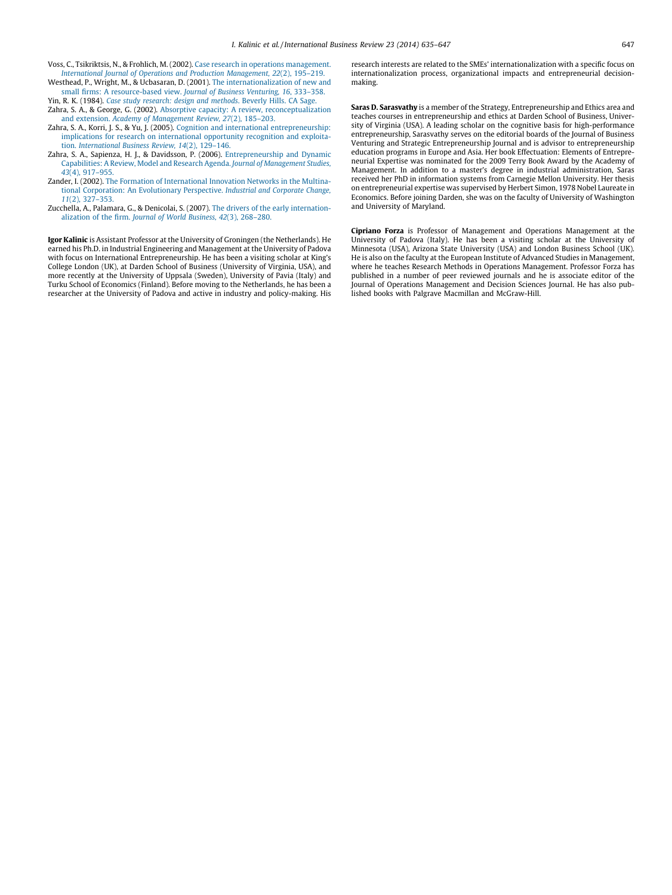Voss, C., Tsikriktsis, N., & Frohlich, M. (2002). Case research in operations management. *International Journal of Operations and Production Management, 22*(2), 195–219.

Westhead, P., Wright, M., & Ucbasaran, D. (2001). The internationalization of new and small firms: A resource-based view. *Journal of Business Venturing, 16*, 333–358.

Yin, R. K. (1984). *Case study research: design and methods*. Beverly Hills. CA Sage.

Zahra, S. A., & George, G. (2002). Absorptive capacity: A review, reconceptualization and extension. *Academy of Management Review, 27*(2), 185–203.

Zahra, S. A., Korri, J. S., & Yu, J. (2005). Cognition and international entrepreneurship: implications for research on international opportunity recognition and exploitation. *International Business Review, 14*(2), 129–146.

Zahra, S. A., Sapienza, H. J., & Davidsson, P. (2006). Entrepreneurship and Dynamic Capabilities: A Review, Model and Research Agenda. *Journal of Management Studies, 43*(4), 917–955.

Zander, I. (2002). The Formation of International Innovation Networks in the Multinational Corporation: An Evolutionary Perspective. *Industrial and Corporate Change, 11*(2), 327–353.

Zucchella, A., Palamara, G., & Denicolai, S. (2007). The drivers of the early internationalization of the firm. *Journal of World Business, 42*(3), 268–280.

**Igor Kalinic** is Assistant Professor at the University of Groningen (the Netherlands). He earned his Ph.D. in Industrial Engineering and Management at the University of Padova with focus on International Entrepreneurship. He has been a visiting scholar at King's College London (UK), at Darden School of Business (University of Virginia, USA), and more recently at the University of Uppsala (Sweden), University of Pavia (Italy) and Turku School of Economics (Finland). Before moving to the Netherlands, he has been a researcher at the University of Padova and active in industry and policy-making. His research interests are related to the SMEs' internationalization with a specific focus on internationalization process, organizational impacts and entrepreneurial decision-making.

**Saras D. Sarasvathy** is a member of the Strategy, Entrepreneurship and Ethics area and teaches courses in entrepreneurship and ethics at Darden School of Business, University of Virginia (USA). A leading scholar on the cognitive basis for high-performance entrepreneurship, Sarasvathy serves on the editorial boards of the Journal of Business Venturing and Strategic Entrepreneurship Journal and is advisor to entrepreneurship education programs in Europe and Asia. Her book Effectuation: Elements of Entrepreneurial Expertise was nominated for the 2009 Terry Book Award by the Academy of Management. In addition to a master's degree in industrial administration, Saras received her PhD in information systems from Carnegie Mellon University. Her thesis on entrepreneurial expertise was supervised by Herbert Simon, 1978 Nobel Laureate in Economics. Before joining Darden, she was on the faculty of University of Washington and University of Maryland.

**Cipriano Forza** is Professor of Management and Operations Management at the University of Padova (Italy). He has been a visiting scholar at the University of Minnesota (USA), Arizona State University (USA) and London Business School (UK). He is also on the faculty at the European Institute of Advanced Studies in Management, where he teaches Research Methods in Operations Management. Professor Forza has published in a number of peer reviewed journals and he is associate editor of the Journal of Operations Management and Decision Sciences Journal. He has also published books with Palgrave Macmillan and McGraw-Hill.